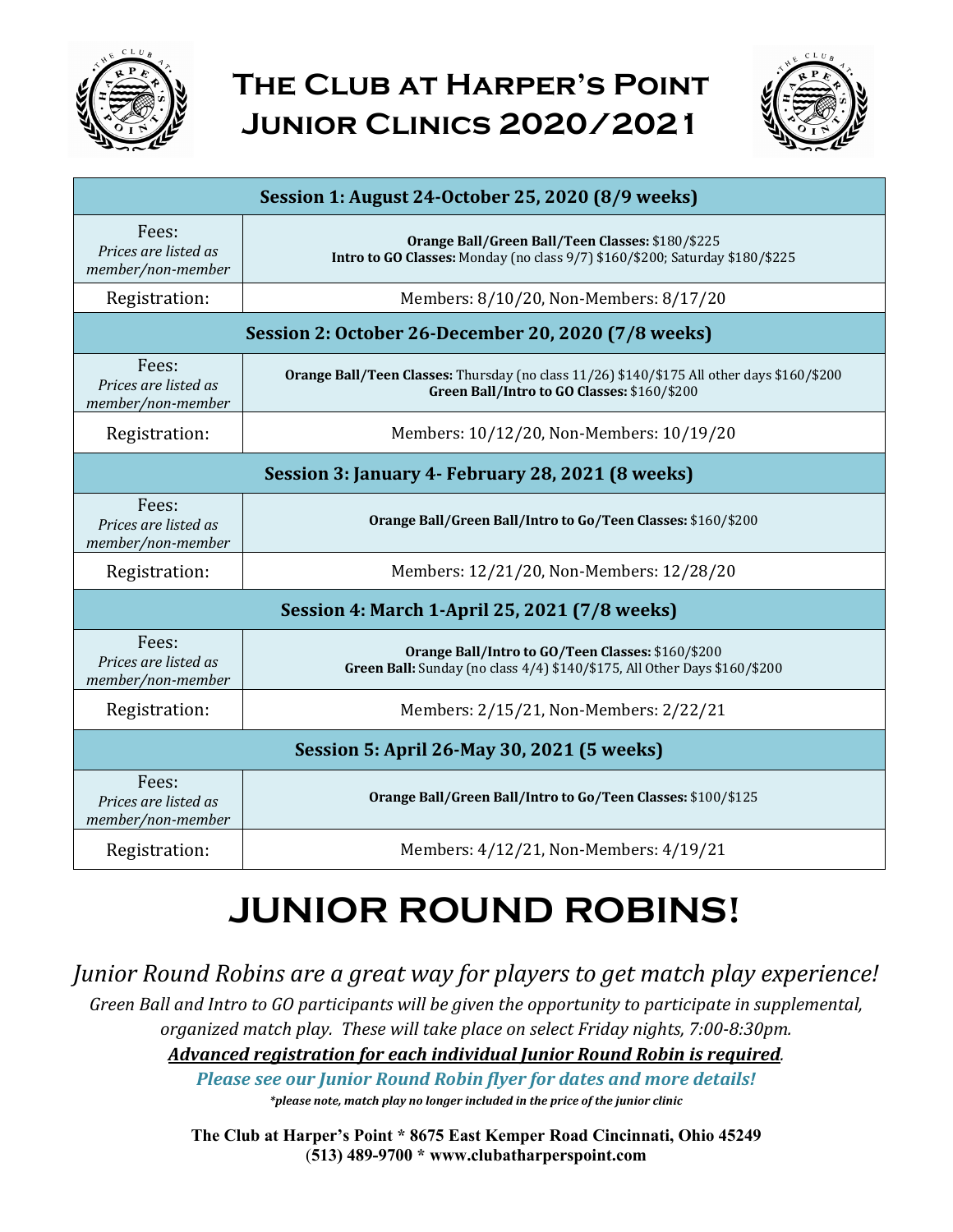# The Club at Harper's Point Junior Clinics 2020/2021

| **Session 1: August 24-October 25, 2020 (8/9 weeks)** | |
|---|---|
| Fees: *Prices are listed as member/non-member* | **Orange Ball/Green Ball/Teen Classes:** $180/$225 **Intro to GO Classes:** Monday (no class 9/7) $160/$200; Saturday $180/$225 |
| Registration: | Members: 8/10/20, Non-Members: 8/17/20 |
| **Session 2: October 26-December 20, 2020 (7/8 weeks)** | |
| Fees: *Prices are listed as member/non-member* | **Orange Ball/Teen Classes:** Thursday (no class 11/26) $140/$175 All other days $160/$200 **Green Ball/Intro to GO Classes:** $160/$200 |
| Registration: | Members: 10/12/20, Non-Members: 10/19/20 |
| **Session 3: January 4- February 28, 2021 (8 weeks)** | |
| Fees: *Prices are listed as member/non-member* | **Orange Ball/Green Ball/Intro to Go/Teen Classes:** $160/$200 |
| Registration: | Members: 12/21/20, Non-Members: 12/28/20 |
| **Session 4: March 1-April 25, 2021 (7/8 weeks)** | |
| Fees: *Prices are listed as member/non-member* | **Orange Ball/Intro to GO/Teen Classes:** $160/$200 **Green Ball:** Sunday (no class 4/4) $140/$175, All Other Days $160/$200 |
| Registration: | Members: 2/15/21, Non-Members: 2/22/21 |
| **Session 5: April 26-May 30, 2021 (5 weeks)** | |
| Fees: *Prices are listed as member/non-member* | **Orange Ball/Green Ball/Intro to Go/Teen Classes:** $100/$125 |
| Registration: | Members: 4/12/21, Non-Members: 4/19/21 |

# JUNIOR ROUND ROBINS!

*Junior Round Robins are a great way for players to get match play experience!*

*Green Ball and Intro to GO participants will be given the opportunity to participate in supplemental, organized match play. These will take place on select Friday nights, 7:00-8:30pm.*

***Advanced registration for each individual Junior Round Robin is required.***

***Please see our Junior Round Robin flyer for dates and more details!***

***\*please note, match play no longer included in the price of the junior clinic***

**The Club at Harper's Point * 8675 East Kemper Road Cincinnati, Ohio 45249**
**(513) 489-9700 * www.clubatharperspoint.com**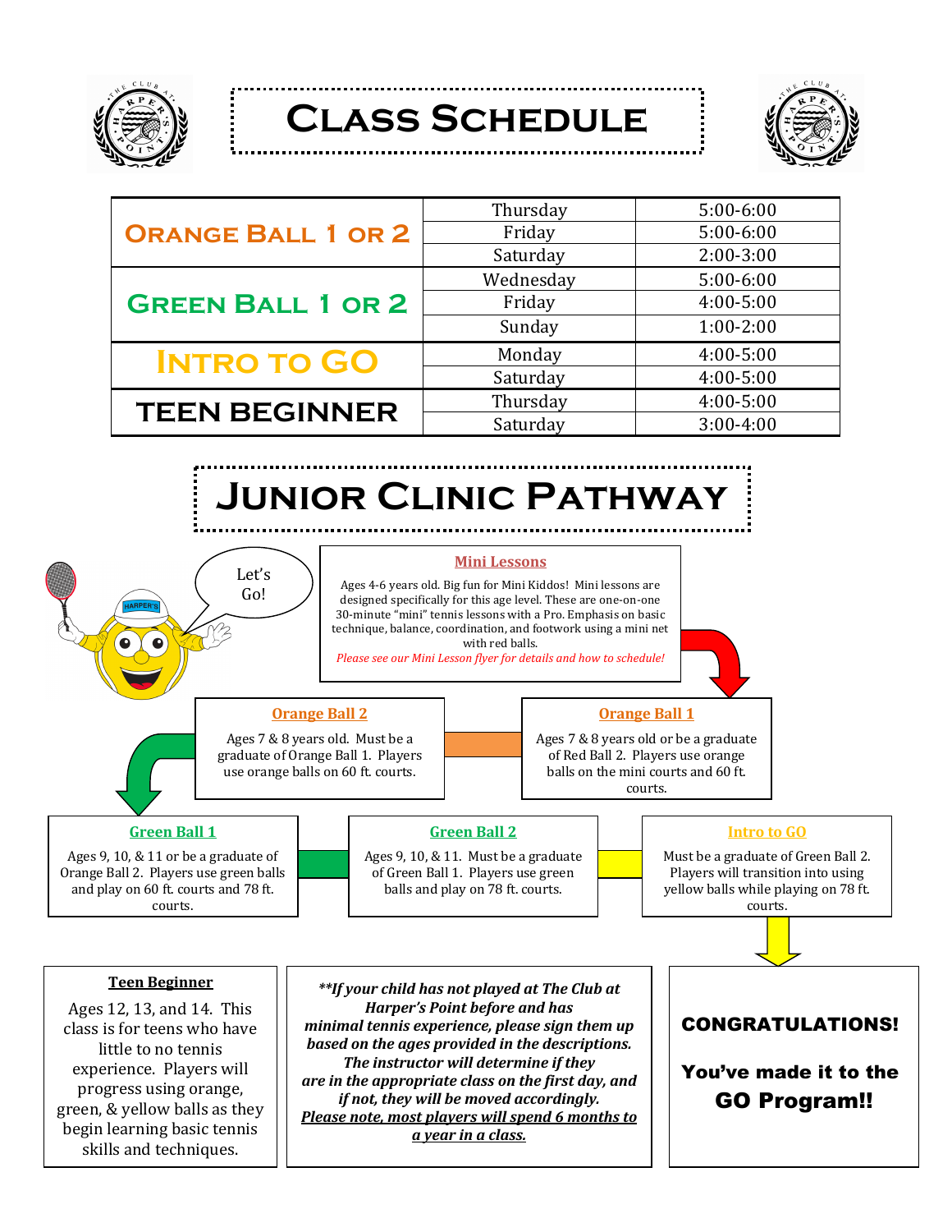# Class Schedule

| | | |
|---|---|---|
| **Orange Ball 1 or 2** | Thursday | 5:00-6:00 |
| | Friday | 5:00-6:00 |
| | Saturday | 2:00-3:00 |
| **Green Ball 1 or 2** | Wednesday | 5:00-6:00 |
| | Friday | 4:00-5:00 |
| | Sunday | 1:00-2:00 |
| **Intro to GO** | Monday | 4:00-5:00 |
| | Saturday | 4:00-5:00 |
| **TEEN BEGINNER** | Thursday | 4:00-5:00 |
| | Saturday | 3:00-4:00 |

# Junior Clinic Pathway

Let's Go!

### Mini Lessons

Ages 4-6 years old. Big fun for Mini Kiddos! Mini lessons are designed specifically for this age level. These are one-on-one 30-minute "mini" tennis lessons with a Pro. Emphasis on basic technique, balance, coordination, and footwork using a mini net with red balls.

*Please see our Mini Lesson flyer for details and how to schedule!*

### Orange Ball 1

Ages 7 & 8 years old or be a graduate of Red Ball 2. Players use orange balls on the mini courts and 60 ft. courts.

### Orange Ball 2

Ages 7 & 8 years old. Must be a graduate of Orange Ball 1. Players use orange balls on 60 ft. courts.

### Green Ball 1

Ages 9, 10, & 11 or be a graduate of Orange Ball 2. Players use green balls and play on 60 ft. courts and 78 ft. courts.

### Green Ball 2

Ages 9, 10, & 11. Must be a graduate of Green Ball 1. Players use green balls and play on 78 ft. courts.

### Intro to GO

Must be a graduate of Green Ball 2. Players will transition into using yellow balls while playing on 78 ft. courts.

### Teen Beginner

Ages 12, 13, and 14. This class is for teens who have little to no tennis experience. Players will progress using orange, green, & yellow balls as they begin learning basic tennis skills and techniques.

***If your child has not played at The Club at Harper's Point before and has minimal tennis experience, please sign them up based on the ages provided in the descriptions. The instructor will determine if they are in the appropriate class on the first day, and if not, they will be moved accordingly.***

***Please note, most players will spend 6 months to a year in a class.***

**CONGRATULATIONS!**

**You've made it to the GO Program!!**